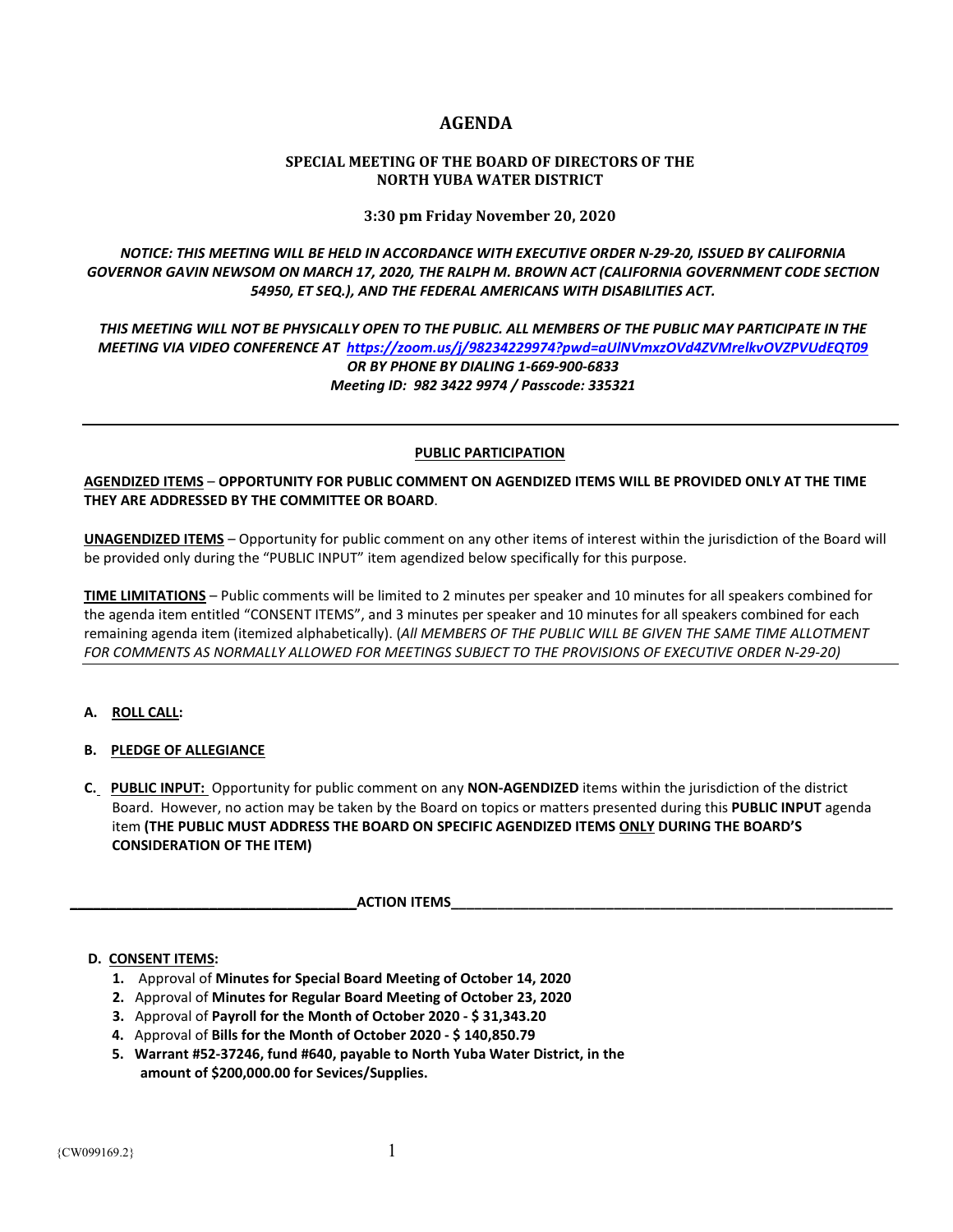# AGENDA

## SPECIAL MEETING OF THE BOARD OF DIRECTORS OF THE NORTH YUBA WATER DISTRICT

**3:30 pm Friday November 20, 2020**

***NOTICE: THIS MEETING WILL BE HELD IN ACCORDANCE WITH EXECUTIVE ORDER N-29-20, ISSUED BY CALIFORNIA GOVERNOR GAVIN NEWSOM ON MARCH 17, 2020, THE RALPH M. BROWN ACT (CALIFORNIA GOVERNMENT CODE SECTION 54950, ET SEQ.), AND THE FEDERAL AMERICANS WITH DISABILITIES ACT.***

***THIS MEETING WILL NOT BE PHYSICALLY OPEN TO THE PUBLIC. ALL MEMBERS OF THE PUBLIC MAY PARTICIPATE IN THE MEETING VIA VIDEO CONFERENCE AT https://zoom.us/j/98234229974?pwd=aUlNVmxzOVd4ZVMrelkvOVZPVUdEQT09 OR BY PHONE BY DIALING 1-669-900-6833***
***Meeting ID: 982 3422 9974 / Passcode: 335321***

---

**PUBLIC PARTICIPATION**

**AGENDIZED ITEMS** – **OPPORTUNITY FOR PUBLIC COMMENT ON AGENDIZED ITEMS WILL BE PROVIDED ONLY AT THE TIME THEY ARE ADDRESSED BY THE COMMITTEE OR BOARD**.

**UNAGENDIZED ITEMS** – Opportunity for public comment on any other items of interest within the jurisdiction of the Board will be provided only during the "PUBLIC INPUT" item agendized below specifically for this purpose.

**TIME LIMITATIONS** – Public comments will be limited to 2 minutes per speaker and 10 minutes for all speakers combined for the agenda item entitled "CONSENT ITEMS", and 3 minutes per speaker and 10 minutes for all speakers combined for each remaining agenda item (itemized alphabetically). (*All MEMBERS OF THE PUBLIC WILL BE GIVEN THE SAME TIME ALLOTMENT FOR COMMENTS AS NORMALLY ALLOWED FOR MEETINGS SUBJECT TO THE PROVISIONS OF EXECUTIVE ORDER N-29-20)*

---

**A. ROLL CALL:**

**B. PLEDGE OF ALLEGIANCE**

**C. PUBLIC INPUT:** Opportunity for public comment on any **NON-AGENDIZED** items within the jurisdiction of the district Board. However, no action may be taken by the Board on topics or matters presented during this **PUBLIC INPUT** agenda item **(THE PUBLIC MUST ADDRESS THE BOARD ON SPECIFIC AGENDIZED ITEMS ONLY DURING THE BOARD'S CONSIDERATION OF THE ITEM)**

**ACTION ITEMS**

**D. CONSENT ITEMS:**

1. Approval of **Minutes for Special Board Meeting of October 14, 2020**
2. Approval of **Minutes for Regular Board Meeting of October 23, 2020**
3. Approval of **Payroll for the Month of October 2020 - $ 31,343.20**
4. Approval of **Bills for the Month of October 2020 - $ 140,850.79**
5. **Warrant #52-37246, fund #640, payable to North Yuba Water District, in the amount of $200,000.00 for Sevices/Supplies.**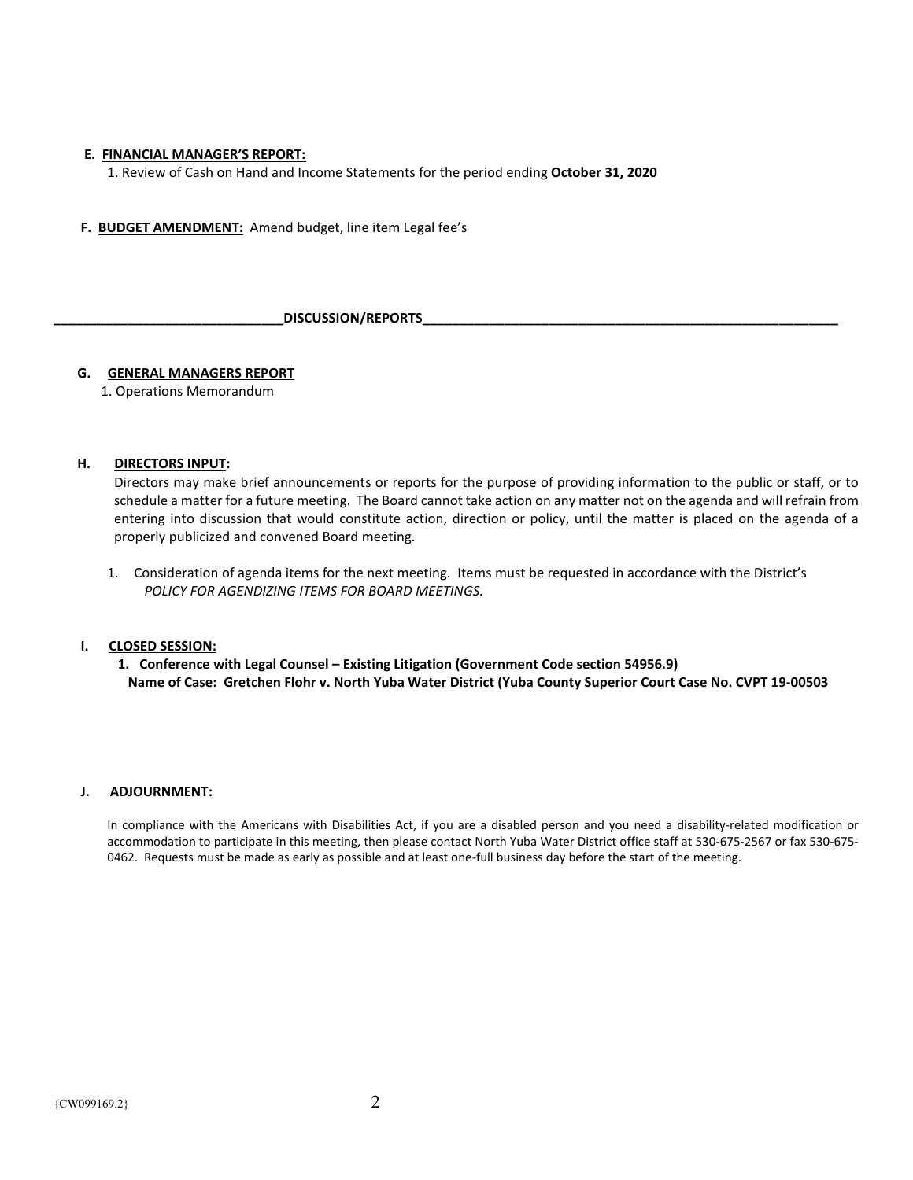**E. <u>FINANCIAL MANAGER'S REPORT:</u>**

1. Review of Cash on Hand and Income Statements for the period ending **October 31, 2020**

**F. <u>BUDGET AMENDMENT:</u>** Amend budget, line item Legal fee's

**______________________________DISCUSSION/REPORTS______________________________________________________**

**G. <u>GENERAL MANAGERS REPORT</u>**

1. Operations Memorandum

**H. <u>DIRECTORS INPUT</u>:**

Directors may make brief announcements or reports for the purpose of providing information to the public or staff, or to schedule a matter for a future meeting. The Board cannot take action on any matter not on the agenda and will refrain from entering into discussion that would constitute action, direction or policy, until the matter is placed on the agenda of a properly publicized and convened Board meeting.

1. Consideration of agenda items for the next meeting. Items must be requested in accordance with the District's *POLICY FOR AGENDIZING ITEMS FOR BOARD MEETINGS.*

**I. <u>CLOSED SESSION:</u>**

**1. Conference with Legal Counsel – Existing Litigation (Government Code section 54956.9)**
**Name of Case: Gretchen Flohr v. North Yuba Water District (Yuba County Superior Court Case No. CVPT 19-00503**

**J. <u>ADJOURNMENT:</u>**

In compliance with the Americans with Disabilities Act, if you are a disabled person and you need a disability-related modification or accommodation to participate in this meeting, then please contact North Yuba Water District office staff at 530-675-2567 or fax 530-675-0462. Requests must be made as early as possible and at least one-full business day before the start of the meeting.

{CW099169.2}